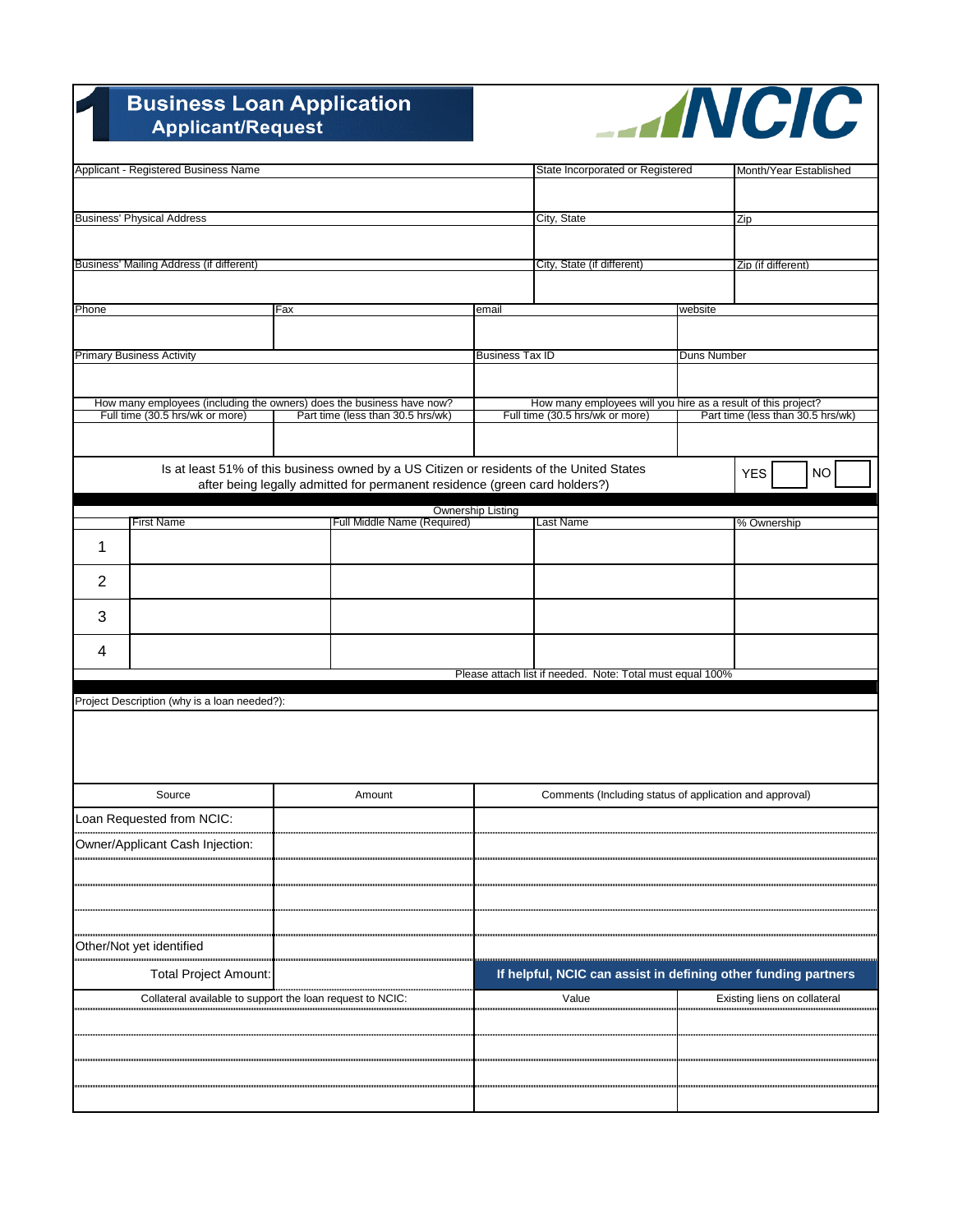# Business Loan Application
## Applicant/Request

**NCIC**

| Applicant - Registered Business Name | | | State Incorporated or Registered | | Month/Year Established |
|---|---|---|---|---|---|
| | | | | | |
| Business' Physical Address | | | City, State | | Zip |
| | | | | | |
| Business' Mailing Address (if different) | | | City, State (if different) | | Zip (if different) |
| | | | | | |

| Phone | Fax | email | website |
|---|---|---|---|
| | | | |
| Primary Business Activity | | Business Tax ID | Duns Number |
| | | | |

| How many employees (including the owners) does the business have now? | | How many employees will you hire as a result of this project? | |
|---|---|---|---|
| Full time (30.5 hrs/wk or more) | Part time (less than 30.5 hrs/wk) | Full time (30.5 hrs/wk or more) | Part time (less than 30.5 hrs/wk) |
| | | | |

Is at least 51% of this business owned by a US Citizen or residents of the United States after being legally admitted for permanent residence (green card holders)? YES ☐ NO ☐

**Ownership Listing**

| | First Name | Full Middle Name (Required) | Last Name | % Ownership |
|---|---|---|---|---|
| 1 | | | | |
| 2 | | | | |
| 3 | | | | |
| 4 | | | | |

Please attach list if needed. Note: Total must equal 100%

Project Description (why is a loan needed?):

| Source | Amount | Comments (Including status of application and approval) |
|---|---|---|
| Loan Requested from NCIC: | | |
| Owner/Applicant Cash Injection: | | |
| | | |
| | | |
| | | |
| Other/Not yet identified | | |
| Total Project Amount: | | **If helpful, NCIC can assist in defining other funding partners** |

| Collateral available to support the loan request to NCIC: | Value | Existing liens on collateral |
|---|---|---|
| | | |
| | | |
| | | |
| | | |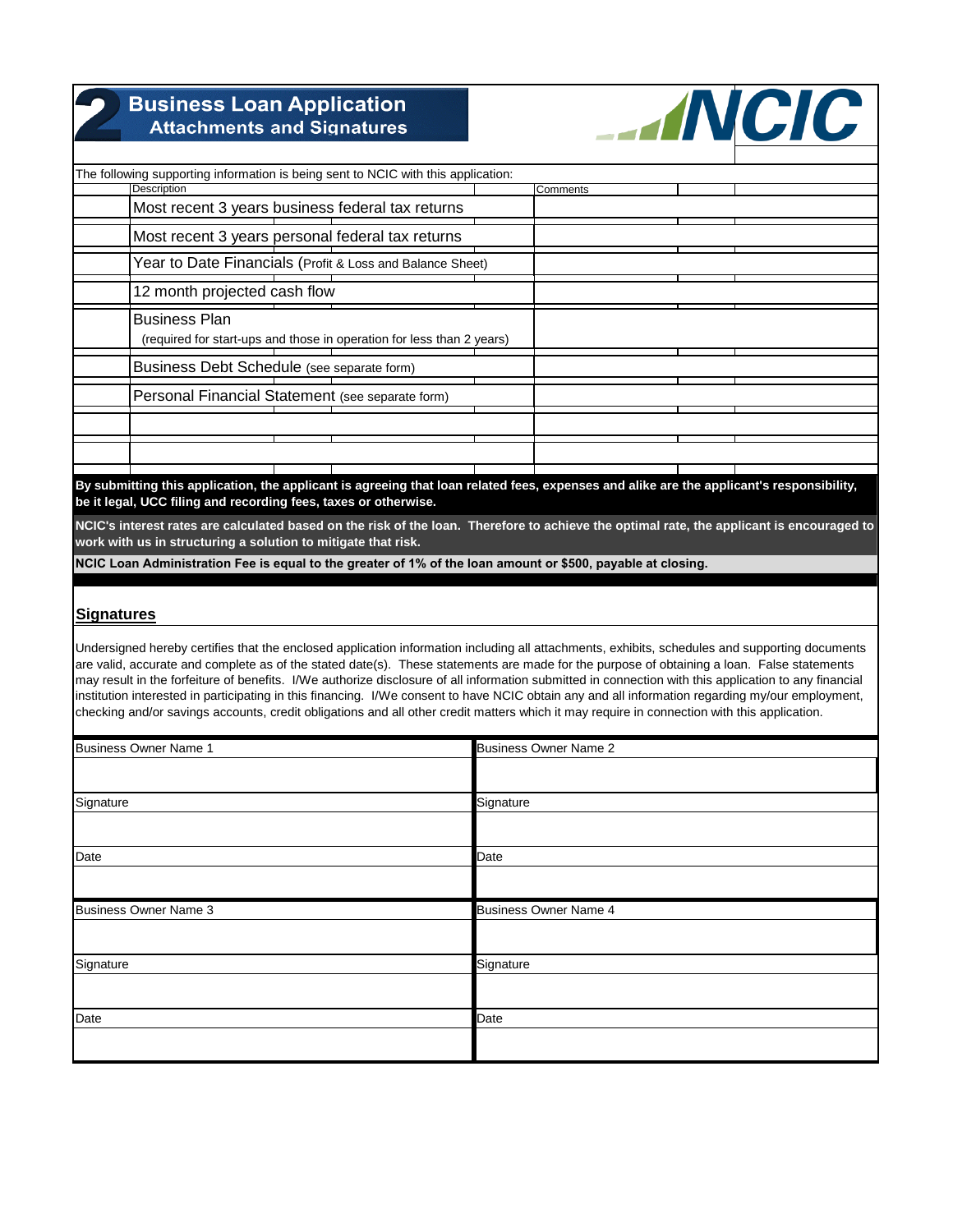# 2 Business Loan Application

## Attachments and Signatures

NCIC

The following supporting information is being sent to NCIC with this application:

| | Description | Comments |
|---|---|---|
| | Most recent 3 years business federal tax returns | |
| | Most recent 3 years personal federal tax returns | |
| | Year to Date Financials (Profit & Loss and Balance Sheet) | |
| | 12 month projected cash flow | |
| | Business Plan (required for start-ups and those in operation for less than 2 years) | |
| | Business Debt Schedule (see separate form) | |
| | Personal Financial Statement (see separate form) | |
| | | |
| | | |

**By submitting this application, the applicant is agreeing that loan related fees, expenses and alike are the applicant's responsibility, be it legal, UCC filing and recording fees, taxes or otherwise.**

**NCIC's interest rates are calculated based on the risk of the loan. Therefore to achieve the optimal rate, the applicant is encouraged to work with us in structuring a solution to mitigate that risk.**

**NCIC Loan Administration Fee is equal to the greater of 1% of the loan amount or $500, payable at closing.**

## Signatures

Undersigned hereby certifies that the enclosed application information including all attachments, exhibits, schedules and supporting documents are valid, accurate and complete as of the stated date(s). These statements are made for the purpose of obtaining a loan. False statements may result in the forfeiture of benefits. I/We authorize disclosure of all information submitted in connection with this application to any financial institution interested in participating in this financing. I/We consent to have NCIC obtain any and all information regarding my/our employment, checking and/or savings accounts, credit obligations and all other credit matters which it may require in connection with this application.

| Business Owner Name 1 | Business Owner Name 2 |
|---|---|
| | |
| Signature | Signature |
| | |
| Date | Date |
| | |
| Business Owner Name 3 | Business Owner Name 4 |
| | |
| Signature | Signature |
| | |
| Date | Date |
| | |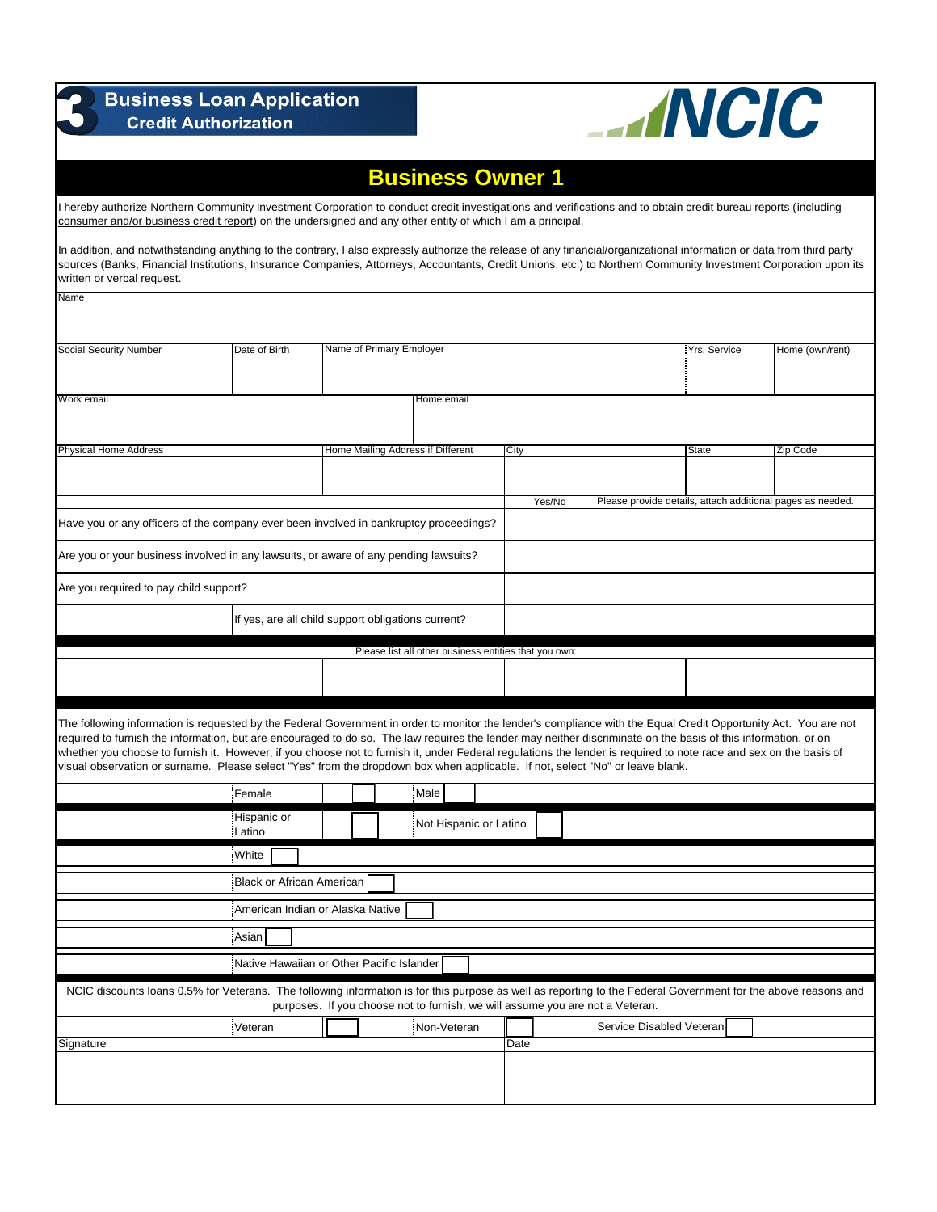# Business Loan Application
## Credit Authorization

**NCIC**

## Business Owner 1

I hereby authorize Northern Community Investment Corporation to conduct credit investigations and verifications and to obtain credit bureau reports (including consumer and/or business credit report) on the undersigned and any other entity of which I am a principal.

In addition, and notwithstanding anything to the contrary, I also expressly authorize the release of any financial/organizational information or data from third party sources (Banks, Financial Institutions, Insurance Companies, Attorneys, Accountants, Credit Unions, etc.) to Northern Community Investment Corporation upon its written or verbal request.

| Name | | | | |
|---|---|---|---|---|
| | | | | |

| Social Security Number | Date of Birth | Name of Primary Employer | Yrs. Service | Home (own/rent) |
|---|---|---|---|---|
| | | | | |

| Work email | Home email |
|---|---|
| | |

| Physical Home Address | Home Mailing Address if Different | City | State | Zip Code |
|---|---|---|---|---|
| | | | | |

| | Yes/No | Please provide details, attach additional pages as needed. |
|---|---|---|
| Have you or any officers of the company ever been involved in bankruptcy proceedings? | | |
| Are you or your business involved in any lawsuits, or aware of any pending lawsuits? | | |
| Are you required to pay child support? | | |
| If yes, are all child support obligations current? | | |

Please list all other business entities that you own:

| | | | |
|---|---|---|---|
| | | | |

The following information is requested by the Federal Government in order to monitor the lender's compliance with the Equal Credit Opportunity Act. You are not required to furnish the information, but are encouraged to do so. The law requires the lender may neither discriminate on the basis of this information, or on whether you choose to furnish it. However, if you choose not to furnish it, under Federal regulations the lender is required to note race and sex on the basis of visual observation or surname. Please select "Yes" from the dropdown box when applicable. If not, select "No" or leave blank.

- Female ☐ Male ☐
- Hispanic or Latino ☐ Not Hispanic or Latino ☐
- White ☐
- Black or African American ☐
- American Indian or Alaska Native ☐
- Asian ☐
- Native Hawaiian or Other Pacific Islander ☐

NCIC discounts loans 0.5% for Veterans. The following information is for this purpose as well as reporting to the Federal Government for the above reasons and purposes. If you choose not to furnish, we will assume you are not a Veteran.

Veteran ☐ Non-Veteran ☐ Service Disabled Veteran ☐

| Signature | Date |
|---|---|
| | |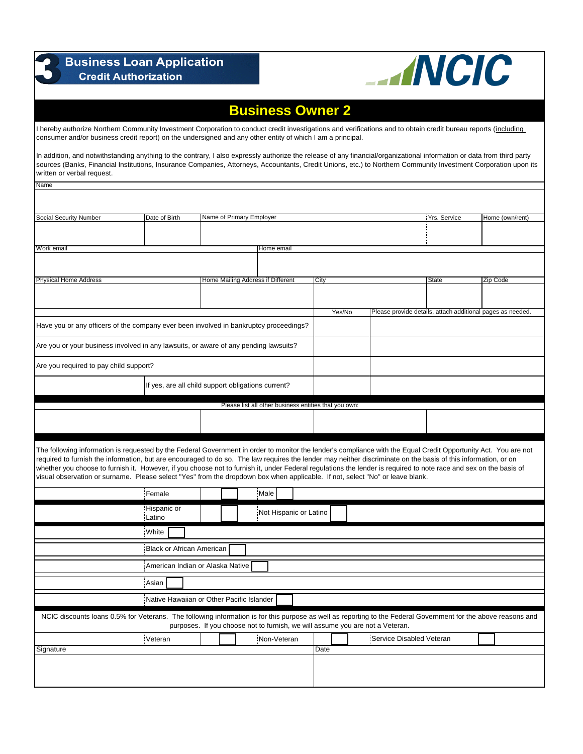**Business Loan Application**
**Credit Authorization**

NCIC

# Business Owner 2

I hereby authorize Northern Community Investment Corporation to conduct credit investigations and verifications and to obtain credit bureau reports (including consumer and/or business credit report) on the undersigned and any other entity of which I am a principal.

In addition, and notwithstanding anything to the contrary, I also expressly authorize the release of any financial/organizational information or data from third party sources (Banks, Financial Institutions, Insurance Companies, Attorneys, Accountants, Credit Unions, etc.) to Northern Community Investment Corporation upon its written or verbal request.

| Name | | | | |
|---|---|---|---|---|
| | | | | |

| Social Security Number | Date of Birth | Name of Primary Employer | Yrs. Service | Home (own/rent) |
|---|---|---|---|---|
| | | | | |

| Work email | Home email |
|---|---|
| | |

| Physical Home Address | Home Mailing Address if Different | City | State | Zip Code |
|---|---|---|---|---|
| | | | | |

| | Yes/No | Please provide details, attach additional pages as needed. |
|---|---|---|
| Have you or any officers of the company ever been involved in bankruptcy proceedings? | | |
| Are you or your business involved in any lawsuits, or aware of any pending lawsuits? | | |
| Are you required to pay child support? | | |
| If yes, are all child support obligations current? | | |

Please list all other business entities that you own:

| | | | |
|---|---|---|---|
| | | | |

The following information is requested by the Federal Government in order to monitor the lender's compliance with the Equal Credit Opportunity Act. You are not required to furnish the information, but are encouraged to do so. The law requires the lender may neither discriminate on the basis of this information, or on whether you choose to furnish it. However, if you choose not to furnish it, under Federal regulations the lender is required to note race and sex on the basis of visual observation or surname. Please select "Yes" from the dropdown box when applicable. If not, select "No" or leave blank.

- Female ☐ Male ☐
- Hispanic or Latino ☐ Not Hispanic or Latino ☐
- White ☐
- Black or African American ☐
- American Indian or Alaska Native ☐
- Asian ☐
- Native Hawaiian or Other Pacific Islander ☐

NCIC discounts loans 0.5% for Veterans. The following information is for this purpose as well as reporting to the Federal Government for the above reasons and purposes. If you choose not to furnish, we will assume you are not a Veteran.

- Veteran ☐ Non-Veteran ☐ Service Disabled Veteran ☐

| Signature | Date |
|---|---|
| | |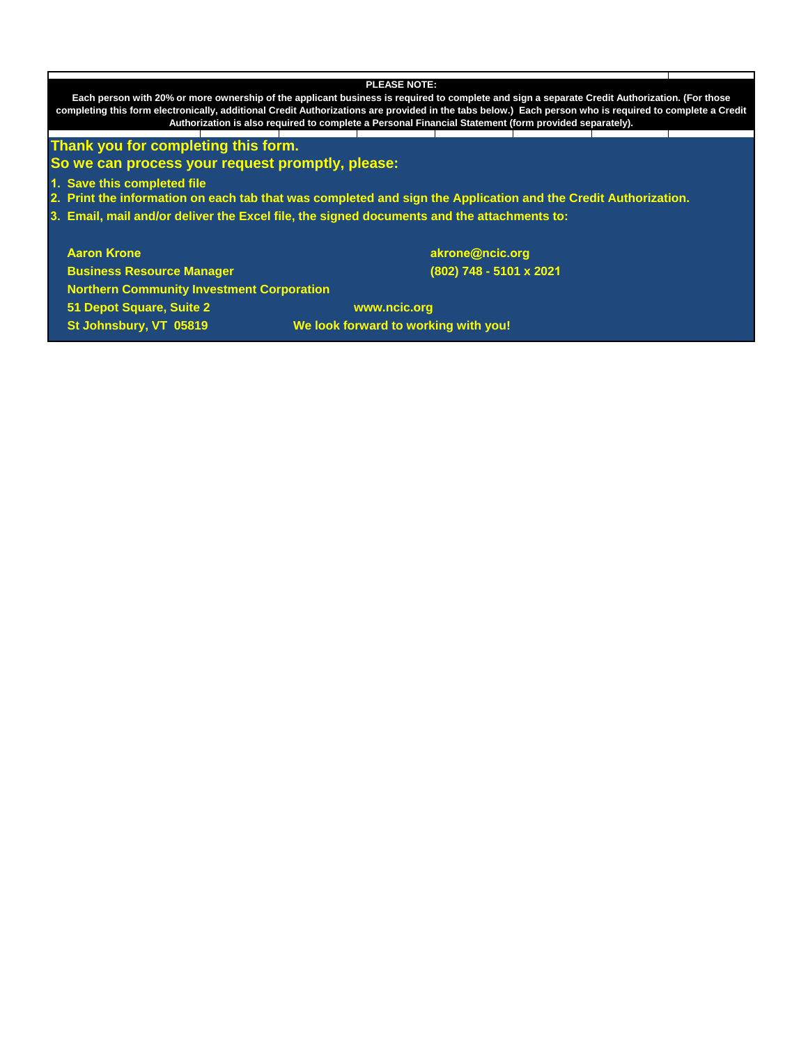**PLEASE NOTE:**

**Each person with 20% or more ownership of the applicant business is required to complete and sign a separate Credit Authorization. (For those completing this form electronically, additional Credit Authorizations are provided in the tabs below.) Each person who is required to complete a Credit Authorization is also required to complete a Personal Financial Statement (form provided separately).**

## Thank you for completing this form.

## So we can process your request promptly, please:

1. **Save this completed file**
2. **Print the information on each tab that was completed and sign the Application and the Credit Authorization.**
3. **Email, mail and/or deliver the Excel file, the signed documents and the attachments to:**

**Aaron Krone**
**Business Resource Manager**
**Northern Community Investment Corporation**
**51 Depot Square, Suite 2**
**St Johnsbury, VT 05819**

**akrone@ncic.org**
**(802) 748 - 5101 x 2021**

**www.ncic.org**

**We look forward to working with you!**